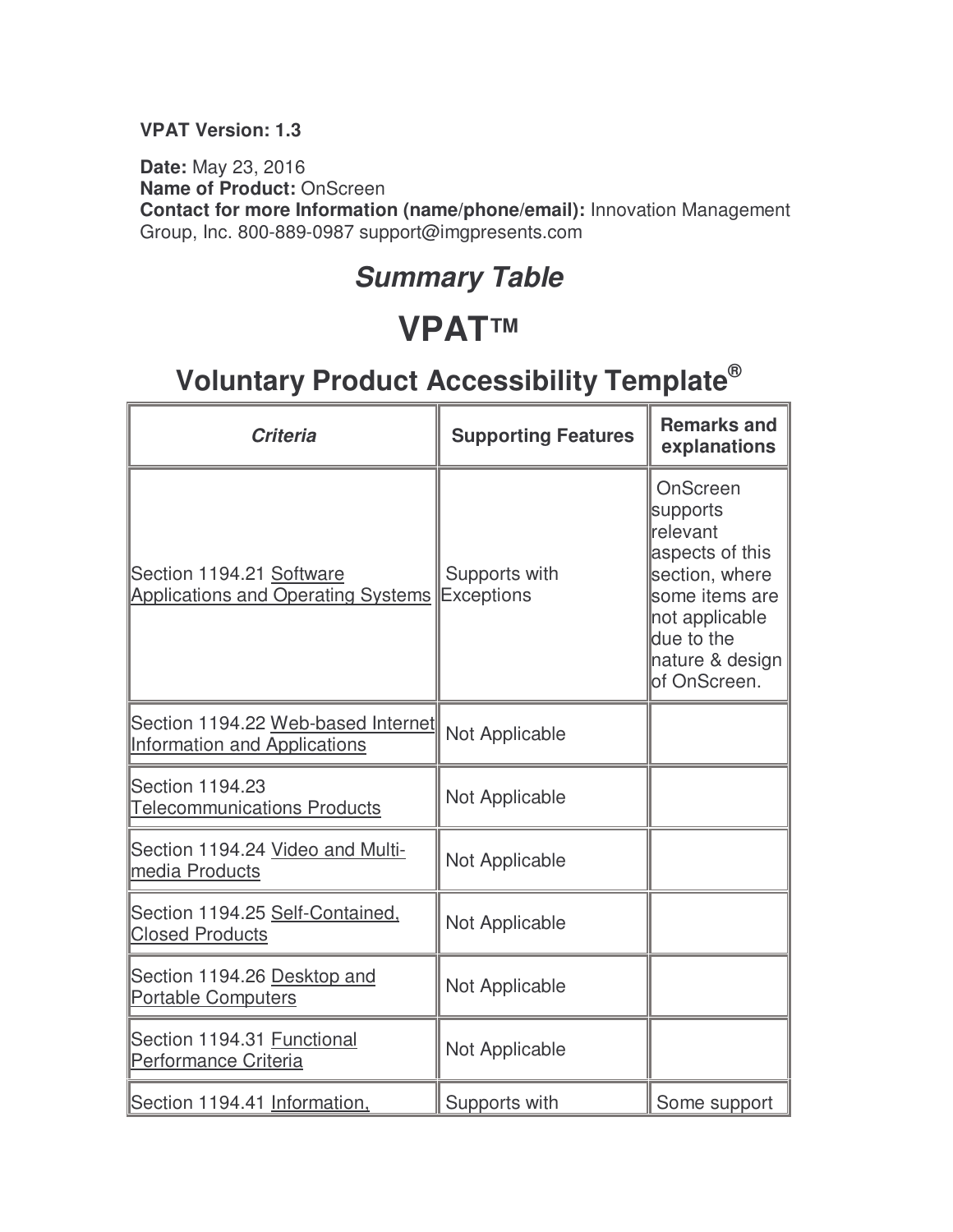**VPAT Version: 1.3**

**Date:** May 23, 2016
**Name of Product:** OnScreen
**Contact for more Information (name/phone/email):** Innovation Management Group, Inc. 800-889-0987 support@imgpresents.com

## *Summary Table*

# VPAT™

## Voluntary Product Accessibility Template®

| *Criteria* | **Supporting Features** | **Remarks and explanations** |
|---|---|---|
| Section 1194.21 Software Applications and Operating Systems | Supports with Exceptions | OnScreen supports relevant aspects of this section, where some items are not applicable due to the nature & design of OnScreen. |
| Section 1194.22 Web-based Internet Information and Applications | Not Applicable | |
| Section 1194.23 Telecommunications Products | Not Applicable | |
| Section 1194.24 Video and Multi-media Products | Not Applicable | |
| Section 1194.25 Self-Contained, Closed Products | Not Applicable | |
| Section 1194.26 Desktop and Portable Computers | Not Applicable | |
| Section 1194.31 Functional Performance Criteria | Not Applicable | |
| Section 1194.41 Information, | Supports with | Some support |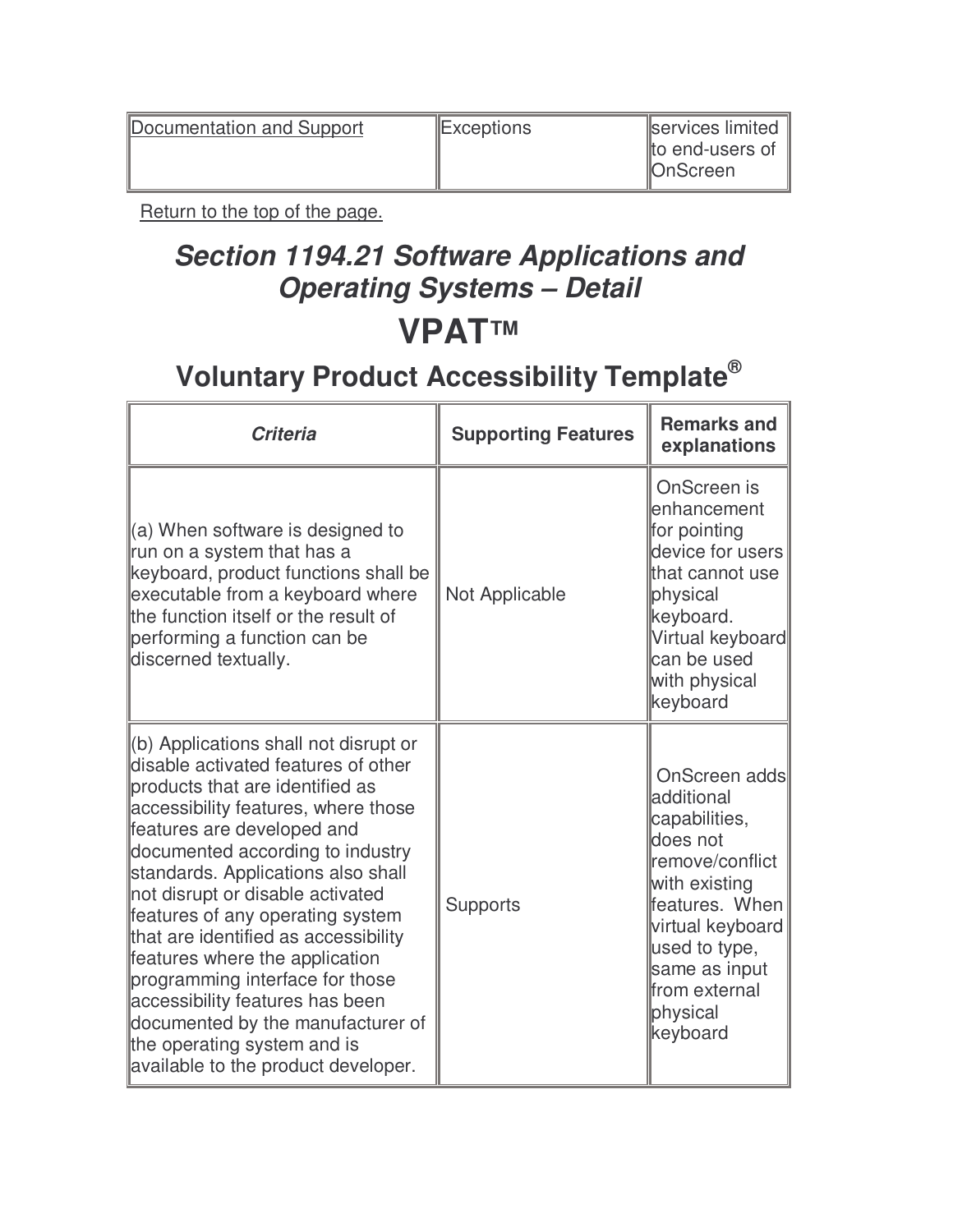| Documentation and Support | Exceptions | services limited to end-users of OnScreen |
|---|---|---|

Return to the top of the page.

## *Section 1194.21 Software Applications and Operating Systems – Detail*

# VPAT™

## Voluntary Product Accessibility Template®

| *Criteria* | Supporting Features | Remarks and explanations |
|---|---|---|
| (a) When software is designed to run on a system that has a keyboard, product functions shall be executable from a keyboard where the function itself or the result of performing a function can be discerned textually. | Not Applicable | OnScreen is enhancement for pointing device for users that cannot use physical keyboard. Virtual keyboard can be used with physical keyboard |
| (b) Applications shall not disrupt or disable activated features of other products that are identified as accessibility features, where those features are developed and documented according to industry standards. Applications also shall not disrupt or disable activated features of any operating system that are identified as accessibility features where the application programming interface for those accessibility features has been documented by the manufacturer of the operating system and is available to the product developer. | Supports | OnScreen adds additional capabilities, does not remove/conflict with existing features. When virtual keyboard used to type, same as input from external physical keyboard |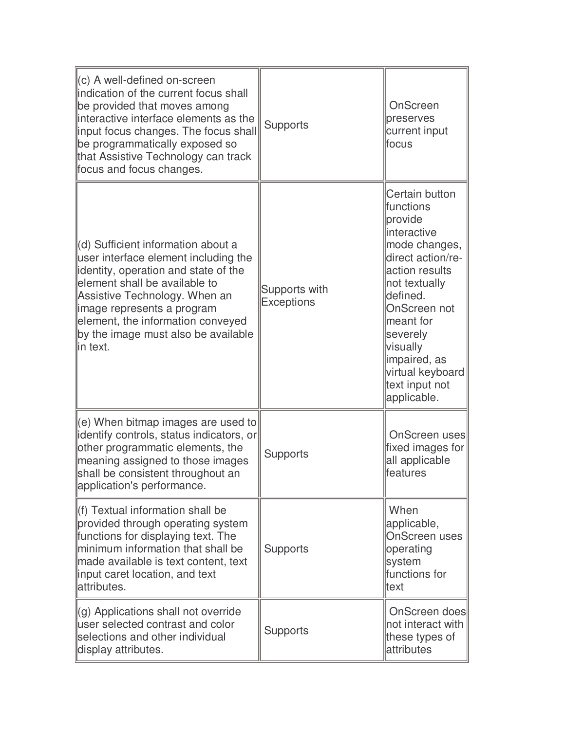| | | |
|---|---|---|
| (c) A well-defined on-screen indication of the current focus shall be provided that moves among interactive interface elements as the input focus changes. The focus shall be programmatically exposed so that Assistive Technology can track focus and focus changes. | Supports | OnScreen preserves current input focus |
| (d) Sufficient information about a user interface element including the identity, operation and state of the element shall be available to Assistive Technology. When an image represents a program element, the information conveyed by the image must also be available in text. | Supports with Exceptions | Certain button functions provide interactive mode changes, direct action/re-action results not textually defined. OnScreen not meant for severely visually impaired, as virtual keyboard text input not applicable. |
| (e) When bitmap images are used to identify controls, status indicators, or other programmatic elements, the meaning assigned to those images shall be consistent throughout an application's performance. | Supports | OnScreen uses fixed images for all applicable features |
| (f) Textual information shall be provided through operating system functions for displaying text. The minimum information that shall be made available is text content, text input caret location, and text attributes. | Supports | When applicable, OnScreen uses operating system functions for text |
| (g) Applications shall not override user selected contrast and color selections and other individual display attributes. | Supports | OnScreen does not interact with these types of attributes |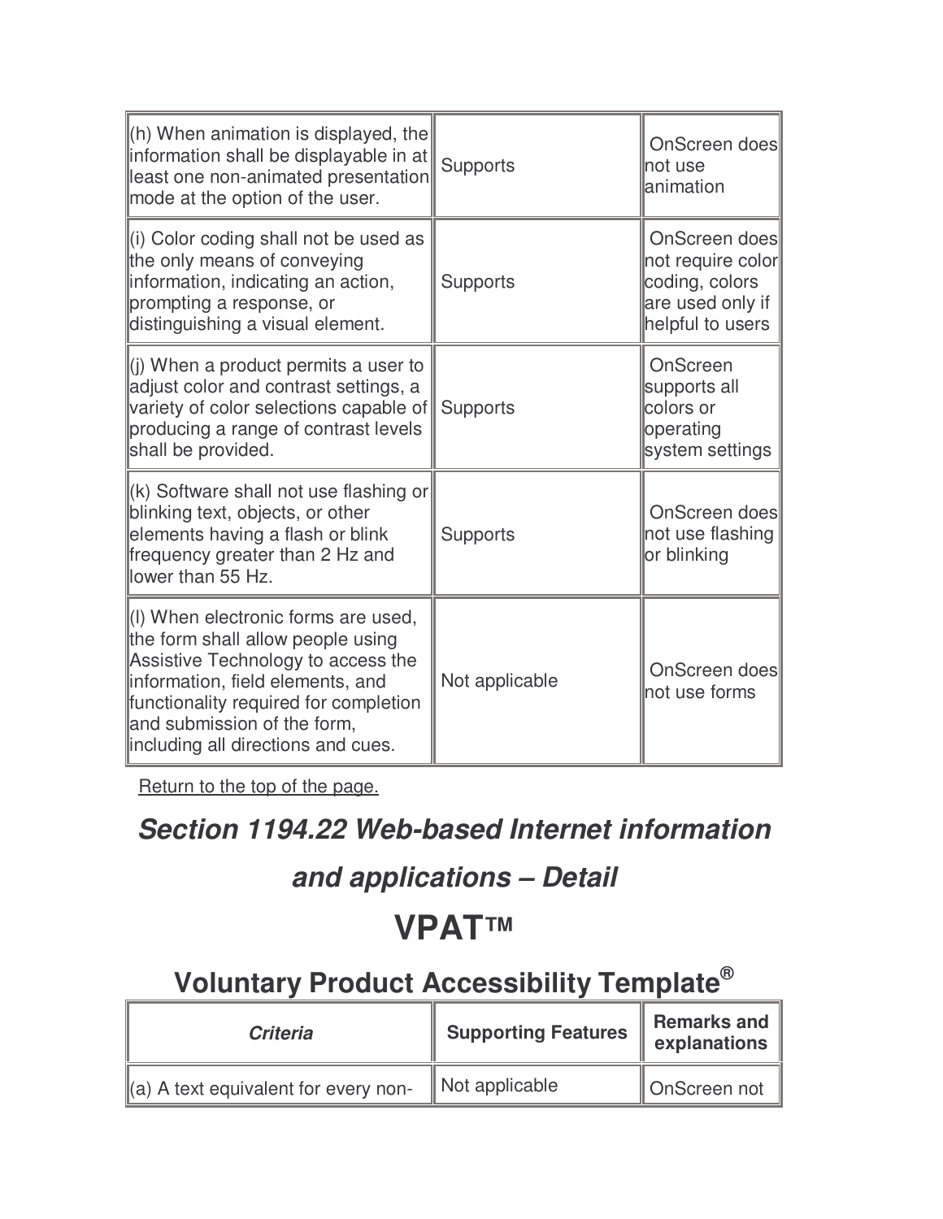| | | |
|---|---|---|
| (h) When animation is displayed, the information shall be displayable in at least one non-animated presentation mode at the option of the user. | Supports | OnScreen does not use animation |
| (i) Color coding shall not be used as the only means of conveying information, indicating an action, prompting a response, or distinguishing a visual element. | Supports | OnScreen does not require color coding, colors are used only if helpful to users |
| (j) When a product permits a user to adjust color and contrast settings, a variety of color selections capable of producing a range of contrast levels shall be provided. | Supports | OnScreen supports all colors or operating system settings |
| (k) Software shall not use flashing or blinking text, objects, or other elements having a flash or blink frequency greater than 2 Hz and lower than 55 Hz. | Supports | OnScreen does not use flashing or blinking |
| (l) When electronic forms are used, the form shall allow people using Assistive Technology to access the information, field elements, and functionality required for completion and submission of the form, including all directions and cues. | Not applicable | OnScreen does not use forms |

Return to the top of the page.

## *Section 1194.22 Web-based Internet information and applications – Detail*

# VPAT™

## Voluntary Product Accessibility Template®

| *Criteria* | Supporting Features | Remarks and explanations |
|---|---|---|
| (a) A text equivalent for every non- | Not applicable | OnScreen not |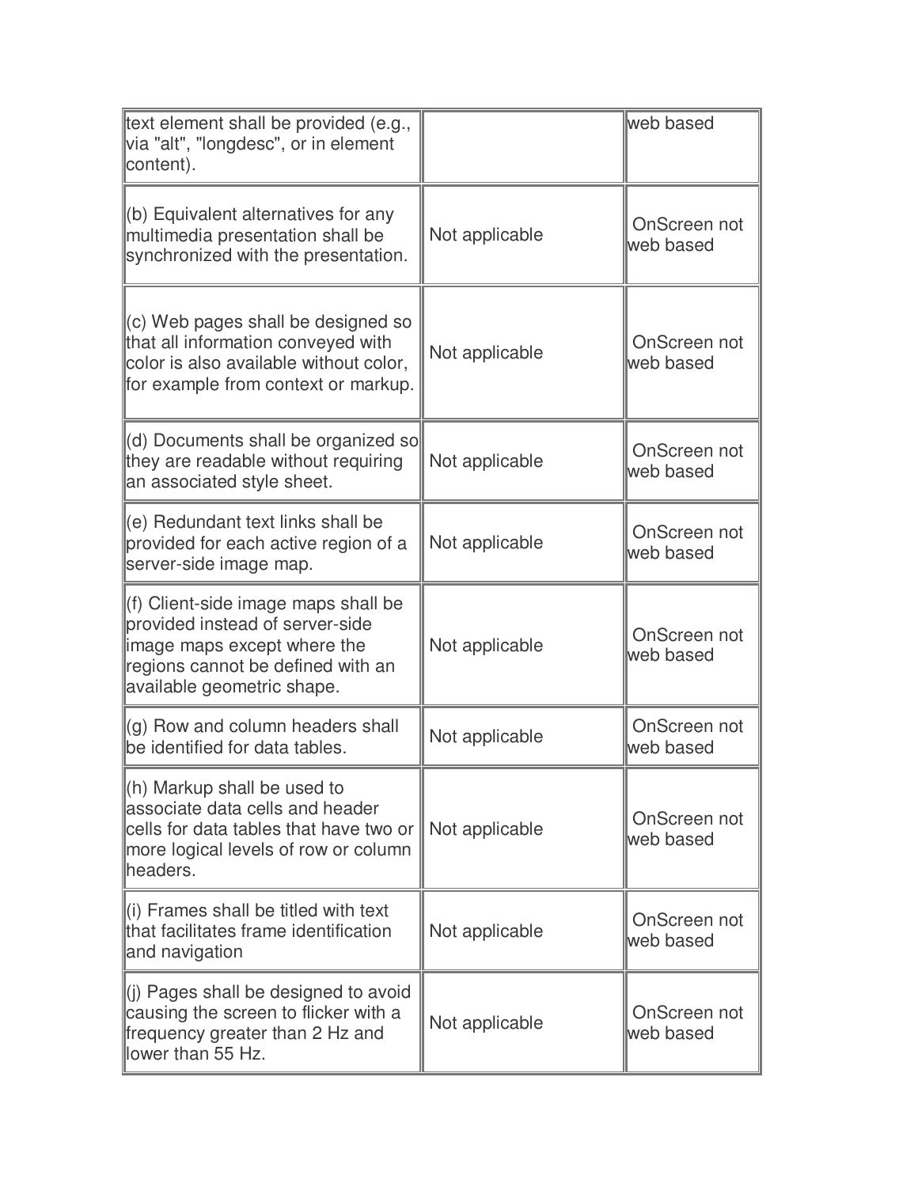| | | |
|---|---|---|
| text element shall be provided (e.g., via "alt", "longdesc", or in element content). | | web based |
| (b) Equivalent alternatives for any multimedia presentation shall be synchronized with the presentation. | Not applicable | OnScreen not web based |
| (c) Web pages shall be designed so that all information conveyed with color is also available without color, for example from context or markup. | Not applicable | OnScreen not web based |
| (d) Documents shall be organized so they are readable without requiring an associated style sheet. | Not applicable | OnScreen not web based |
| (e) Redundant text links shall be provided for each active region of a server-side image map. | Not applicable | OnScreen not web based |
| (f) Client-side image maps shall be provided instead of server-side image maps except where the regions cannot be defined with an available geometric shape. | Not applicable | OnScreen not web based |
| (g) Row and column headers shall be identified for data tables. | Not applicable | OnScreen not web based |
| (h) Markup shall be used to associate data cells and header cells for data tables that have two or more logical levels of row or column headers. | Not applicable | OnScreen not web based |
| (i) Frames shall be titled with text that facilitates frame identification and navigation | Not applicable | OnScreen not web based |
| (j) Pages shall be designed to avoid causing the screen to flicker with a frequency greater than 2 Hz and lower than 55 Hz. | Not applicable | OnScreen not web based |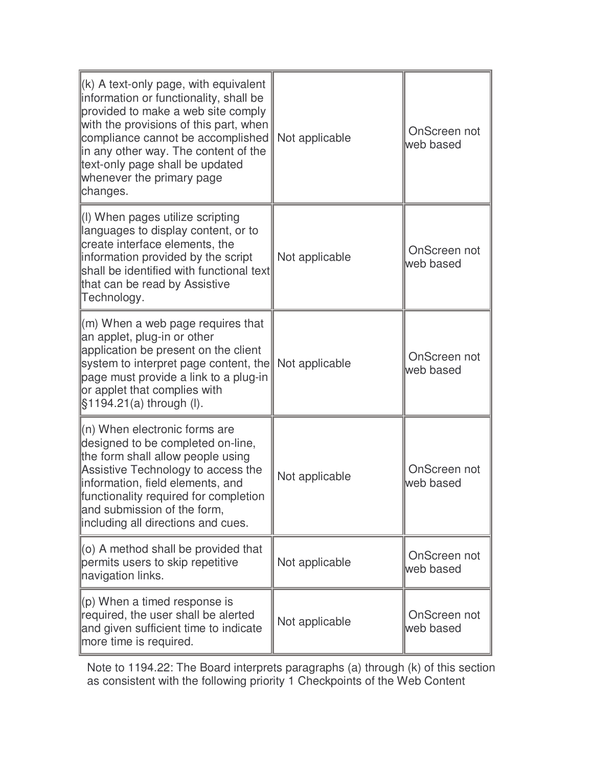| | | |
|---|---|---|
| (k) A text-only page, with equivalent information or functionality, shall be provided to make a web site comply with the provisions of this part, when compliance cannot be accomplished in any other way. The content of the text-only page shall be updated whenever the primary page changes. | Not applicable | OnScreen not web based |
| (l) When pages utilize scripting languages to display content, or to create interface elements, the information provided by the script shall be identified with functional text that can be read by Assistive Technology. | Not applicable | OnScreen not web based |
| (m) When a web page requires that an applet, plug-in or other application be present on the client system to interpret page content, the page must provide a link to a plug-in or applet that complies with §1194.21(a) through (l). | Not applicable | OnScreen not web based |
| (n) When electronic forms are designed to be completed on-line, the form shall allow people using Assistive Technology to access the information, field elements, and functionality required for completion and submission of the form, including all directions and cues. | Not applicable | OnScreen not web based |
| (o) A method shall be provided that permits users to skip repetitive navigation links. | Not applicable | OnScreen not web based |
| (p) When a timed response is required, the user shall be alerted and given sufficient time to indicate more time is required. | Not applicable | OnScreen not web based |

Note to 1194.22: The Board interprets paragraphs (a) through (k) of this section as consistent with the following priority 1 Checkpoints of the Web Content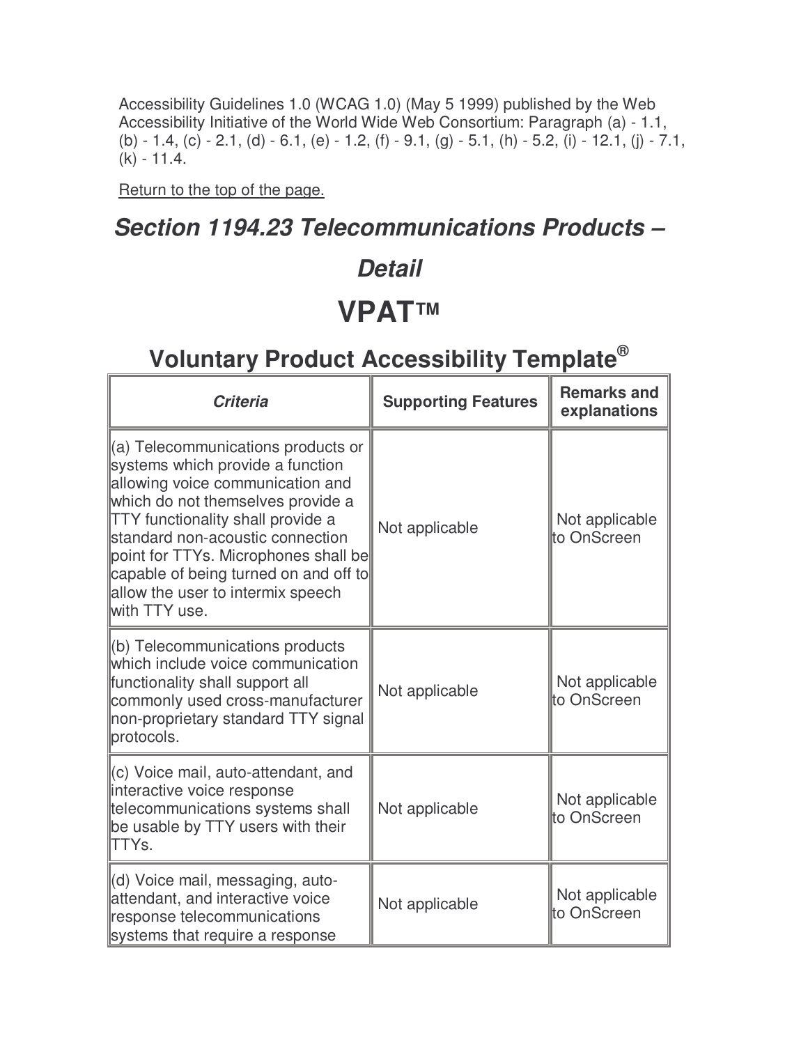Accessibility Guidelines 1.0 (WCAG 1.0) (May 5 1999) published by the Web Accessibility Initiative of the World Wide Web Consortium: Paragraph (a) - 1.1, (b) - 1.4, (c) - 2.1, (d) - 6.1, (e) - 1.2, (f) - 9.1, (g) - 5.1, (h) - 5.2, (i) - 12.1, (j) - 7.1, (k) - 11.4.

Return to the top of the page.

## *Section 1194.23 Telecommunications Products – Detail*

# VPAT™

## Voluntary Product Accessibility Template®

| *Criteria* | Supporting Features | Remarks and explanations |
|---|---|---|
| (a) Telecommunications products or systems which provide a function allowing voice communication and which do not themselves provide a TTY functionality shall provide a standard non-acoustic connection point for TTYs. Microphones shall be capable of being turned on and off to allow the user to intermix speech with TTY use. | Not applicable | Not applicable to OnScreen |
| (b) Telecommunications products which include voice communication functionality shall support all commonly used cross-manufacturer non-proprietary standard TTY signal protocols. | Not applicable | Not applicable to OnScreen |
| (c) Voice mail, auto-attendant, and interactive voice response telecommunications systems shall be usable by TTY users with their TTYs. | Not applicable | Not applicable to OnScreen |
| (d) Voice mail, messaging, auto-attendant, and interactive voice response telecommunications systems that require a response | Not applicable | Not applicable to OnScreen |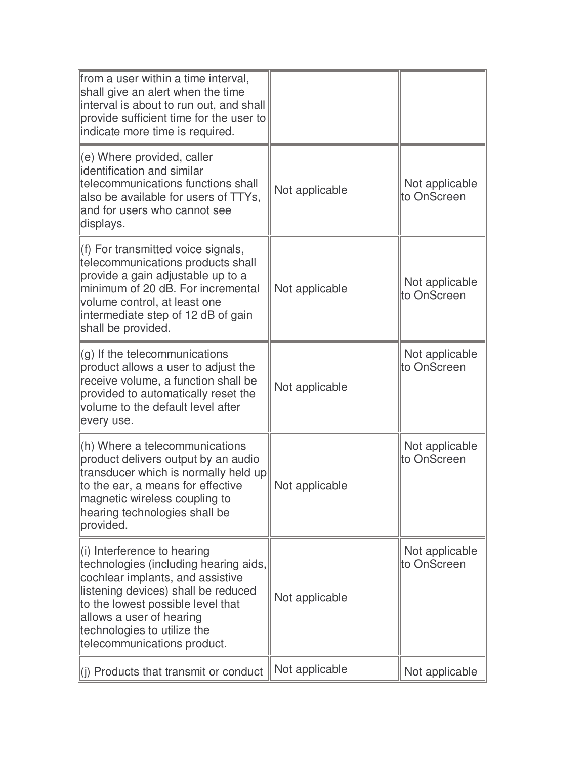| | | |
|---|---|---|
| from a user within a time interval, shall give an alert when the time interval is about to run out, and shall provide sufficient time for the user to indicate more time is required. | | |
| (e) Where provided, caller identification and similar telecommunications functions shall also be available for users of TTYs, and for users who cannot see displays. | Not applicable | Not applicable to OnScreen |
| (f) For transmitted voice signals, telecommunications products shall provide a gain adjustable up to a minimum of 20 dB. For incremental volume control, at least one intermediate step of 12 dB of gain shall be provided. | Not applicable | Not applicable to OnScreen |
| (g) If the telecommunications product allows a user to adjust the receive volume, a function shall be provided to automatically reset the volume to the default level after every use. | Not applicable | Not applicable to OnScreen |
| (h) Where a telecommunications product delivers output by an audio transducer which is normally held up to the ear, a means for effective magnetic wireless coupling to hearing technologies shall be provided. | Not applicable | Not applicable to OnScreen |
| (i) Interference to hearing technologies (including hearing aids, cochlear implants, and assistive listening devices) shall be reduced to the lowest possible level that allows a user of hearing technologies to utilize the telecommunications product. | Not applicable | Not applicable to OnScreen |
| (j) Products that transmit or conduct | Not applicable | Not applicable |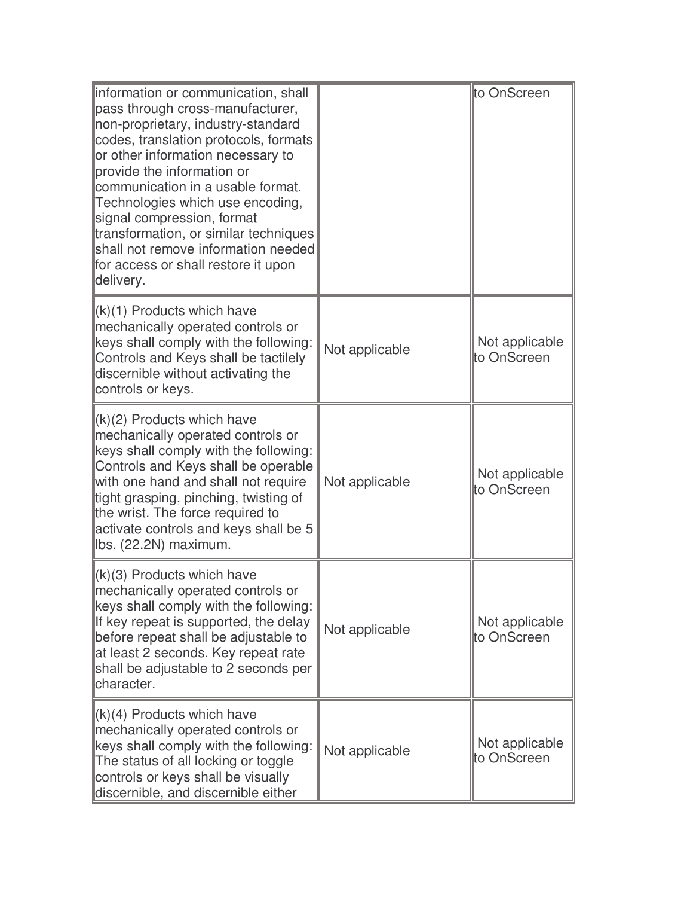| | | |
|---|---|---|
| information or communication, shall pass through cross-manufacturer, non-proprietary, industry-standard codes, translation protocols, formats or other information necessary to provide the information or communication in a usable format. Technologies which use encoding, signal compression, format transformation, or similar techniques shall not remove information needed for access or shall restore it upon delivery. | | to OnScreen |
| (k)(1) Products which have mechanically operated controls or keys shall comply with the following: Controls and Keys shall be tactilely discernible without activating the controls or keys. | Not applicable | Not applicable to OnScreen |
| (k)(2) Products which have mechanically operated controls or keys shall comply with the following: Controls and Keys shall be operable with one hand and shall not require tight grasping, pinching, twisting of the wrist. The force required to activate controls and keys shall be 5 lbs. (22.2N) maximum. | Not applicable | Not applicable to OnScreen |
| (k)(3) Products which have mechanically operated controls or keys shall comply with the following: If key repeat is supported, the delay before repeat shall be adjustable to at least 2 seconds. Key repeat rate shall be adjustable to 2 seconds per character. | Not applicable | Not applicable to OnScreen |
| (k)(4) Products which have mechanically operated controls or keys shall comply with the following: The status of all locking or toggle controls or keys shall be visually discernible, and discernible either | Not applicable | Not applicable to OnScreen |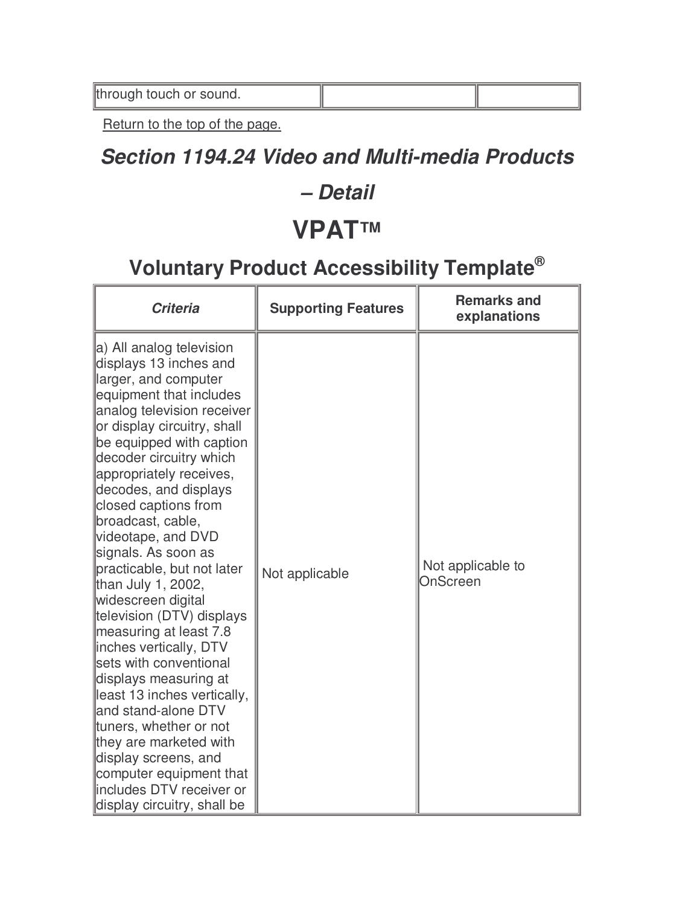| through touch or sound. | | |
|---|---|---|

Return to the top of the page.

## *Section 1194.24 Video and Multi-media Products – Detail*

# VPAT™

## Voluntary Product Accessibility Template®

| *Criteria* | Supporting Features | Remarks and explanations |
|---|---|---|
| a) All analog television displays 13 inches and larger, and computer equipment that includes analog television receiver or display circuitry, shall be equipped with caption decoder circuitry which appropriately receives, decodes, and displays closed captions from broadcast, cable, videotape, and DVD signals. As soon as practicable, but not later than July 1, 2002, widescreen digital television (DTV) displays measuring at least 7.8 inches vertically, DTV sets with conventional displays measuring at least 13 inches vertically, and stand-alone DTV tuners, whether or not they are marketed with display screens, and computer equipment that includes DTV receiver or display circuitry, shall be | Not applicable | Not applicable to OnScreen |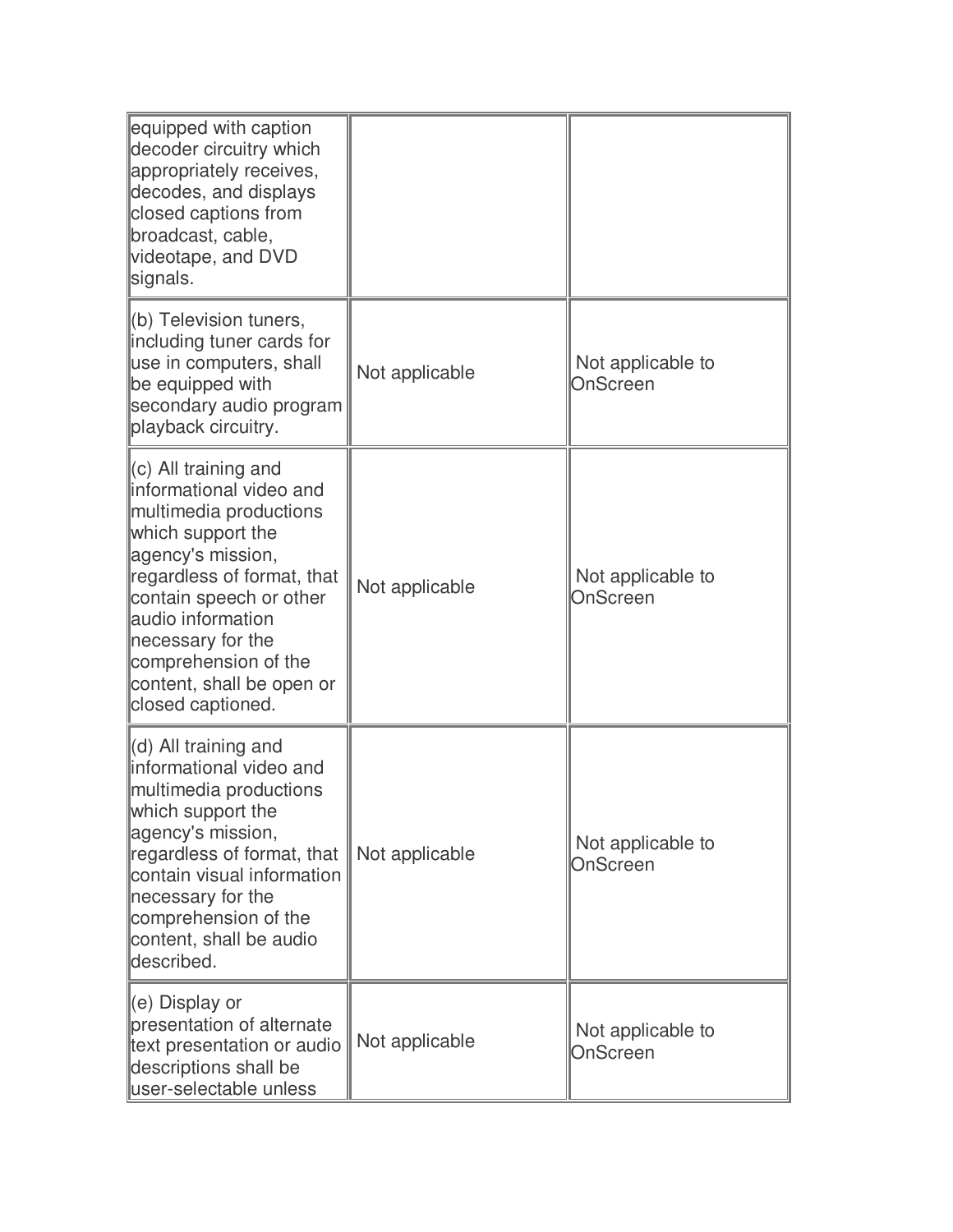| | | |
|---|---|---|
| equipped with caption decoder circuitry which appropriately receives, decodes, and displays closed captions from broadcast, cable, videotape, and DVD signals. | | |
| (b) Television tuners, including tuner cards for use in computers, shall be equipped with secondary audio program playback circuitry. | Not applicable | Not applicable to OnScreen |
| (c) All training and informational video and multimedia productions which support the agency's mission, regardless of format, that contain speech or other audio information necessary for the comprehension of the content, shall be open or closed captioned. | Not applicable | Not applicable to OnScreen |
| (d) All training and informational video and multimedia productions which support the agency's mission, regardless of format, that contain visual information necessary for the comprehension of the content, shall be audio described. | Not applicable | Not applicable to OnScreen |
| (e) Display or presentation of alternate text presentation or audio descriptions shall be user-selectable unless | Not applicable | Not applicable to OnScreen |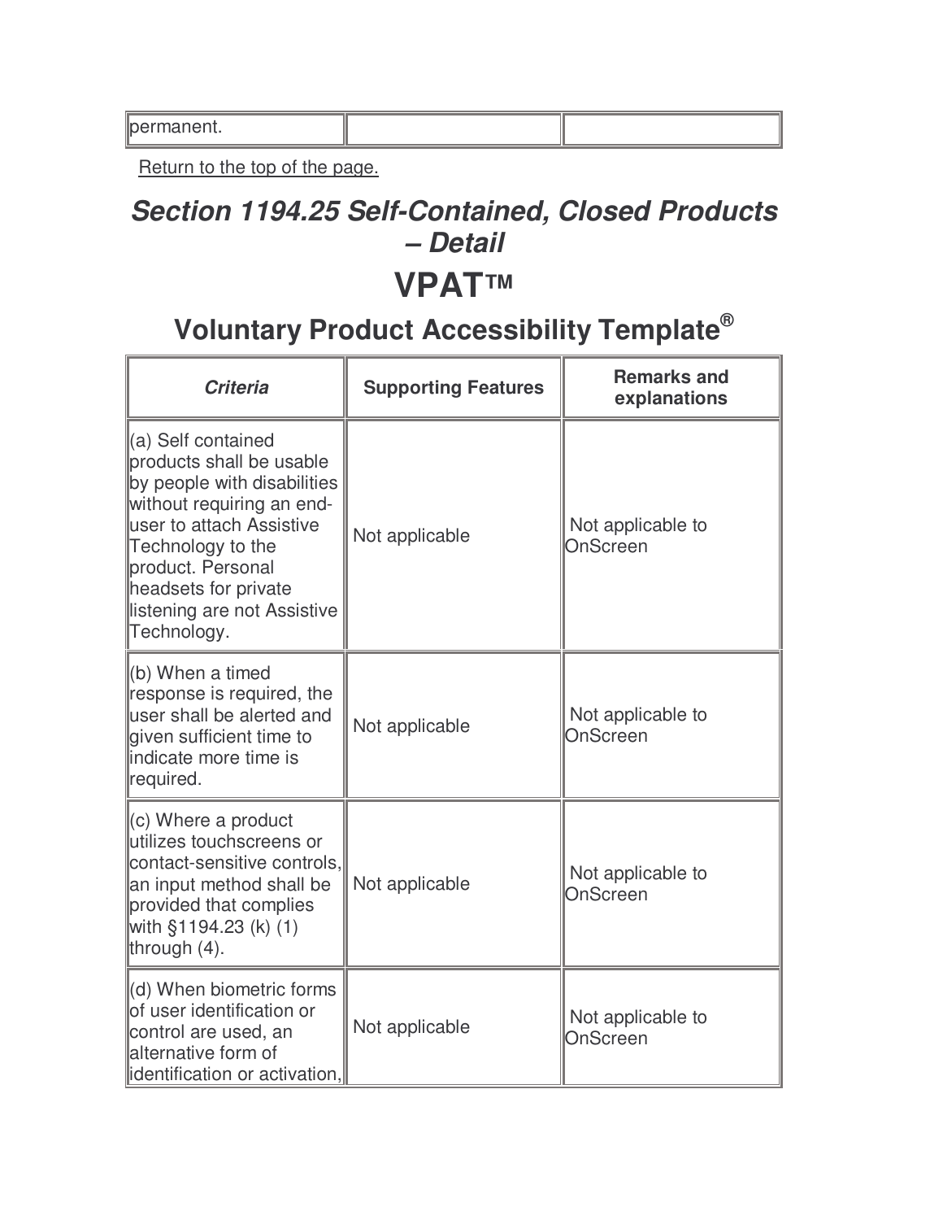| permanent. | | |
|---|---|---|

Return to the top of the page.

## *Section 1194.25 Self-Contained, Closed Products – Detail*

# VPAT™

## Voluntary Product Accessibility Template®

| *Criteria* | Supporting Features | Remarks and explanations |
|---|---|---|
| (a) Self contained products shall be usable by people with disabilities without requiring an end-user to attach Assistive Technology to the product. Personal headsets for private listening are not Assistive Technology. | Not applicable | Not applicable to OnScreen |
| (b) When a timed response is required, the user shall be alerted and given sufficient time to indicate more time is required. | Not applicable | Not applicable to OnScreen |
| (c) Where a product utilizes touchscreens or contact-sensitive controls, an input method shall be provided that complies with §1194.23 (k) (1) through (4). | Not applicable | Not applicable to OnScreen |
| (d) When biometric forms of user identification or control are used, an alternative form of identification or activation, | Not applicable | Not applicable to OnScreen |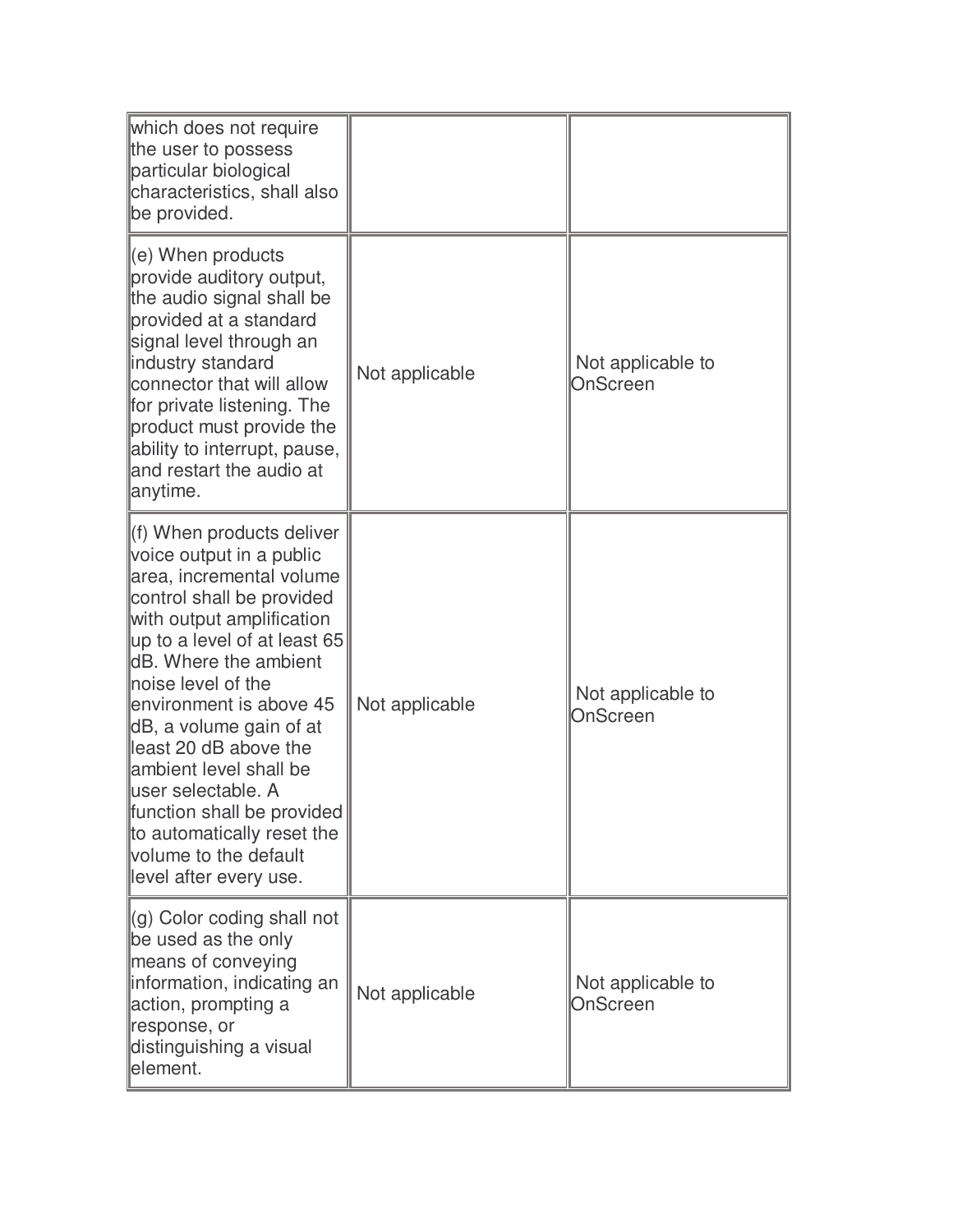| | | |
|---|---|---|
| which does not require the user to possess particular biological characteristics, shall also be provided. | | |
| (e) When products provide auditory output, the audio signal shall be provided at a standard signal level through an industry standard connector that will allow for private listening. The product must provide the ability to interrupt, pause, and restart the audio at anytime. | Not applicable | Not applicable to OnScreen |
| (f) When products deliver voice output in a public area, incremental volume control shall be provided with output amplification up to a level of at least 65 dB. Where the ambient noise level of the environment is above 45 dB, a volume gain of at least 20 dB above the ambient level shall be user selectable. A function shall be provided to automatically reset the volume to the default level after every use. | Not applicable | Not applicable to OnScreen |
| (g) Color coding shall not be used as the only means of conveying information, indicating an action, prompting a response, or distinguishing a visual element. | Not applicable | Not applicable to OnScreen |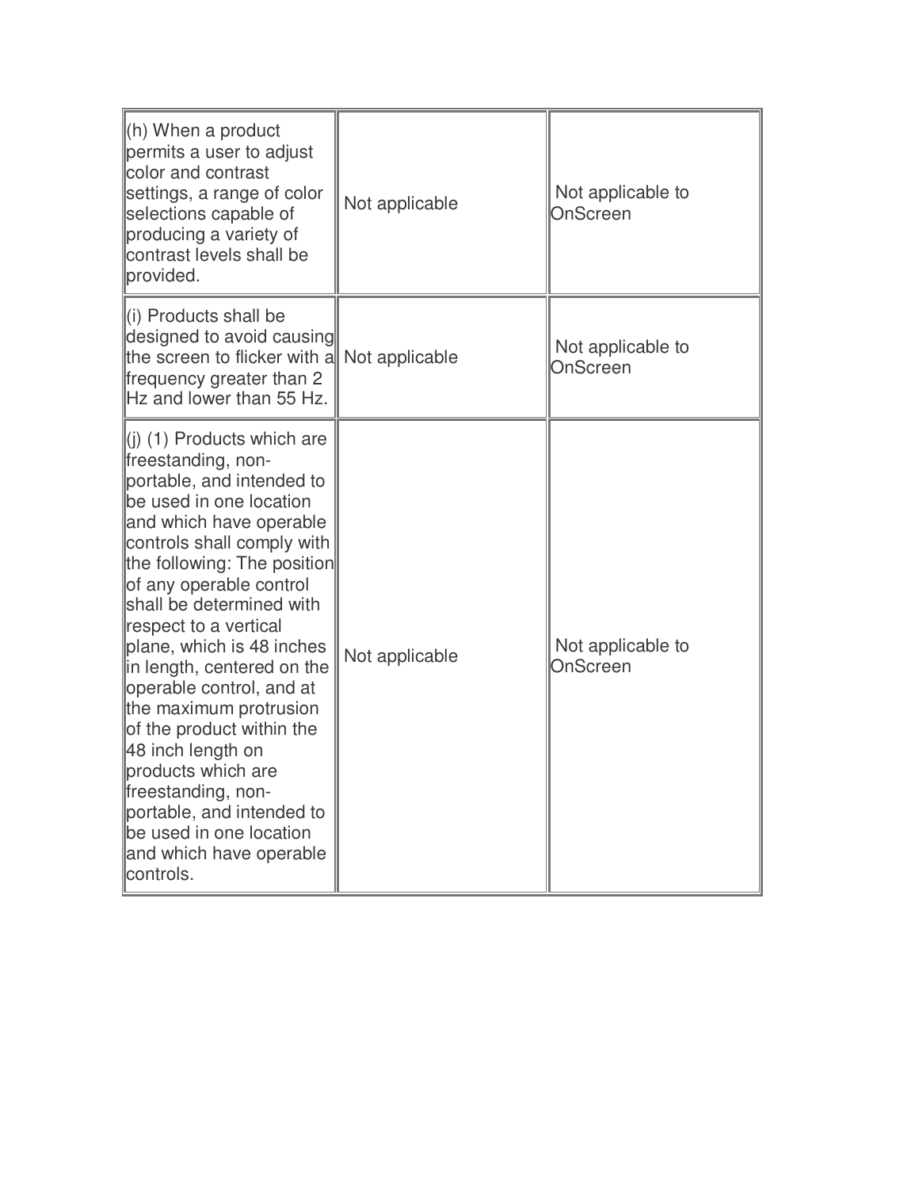| | | |
|---|---|---|
| (h) When a product permits a user to adjust color and contrast settings, a range of color selections capable of producing a variety of contrast levels shall be provided. | Not applicable | Not applicable to OnScreen |
| (i) Products shall be designed to avoid causing the screen to flicker with a frequency greater than 2 Hz and lower than 55 Hz. | Not applicable | Not applicable to OnScreen |
| (j) (1) Products which are freestanding, non-portable, and intended to be used in one location and which have operable controls shall comply with the following: The position of any operable control shall be determined with respect to a vertical plane, which is 48 inches in length, centered on the operable control, and at the maximum protrusion of the product within the 48 inch length on products which are freestanding, non-portable, and intended to be used in one location and which have operable controls. | Not applicable | Not applicable to OnScreen |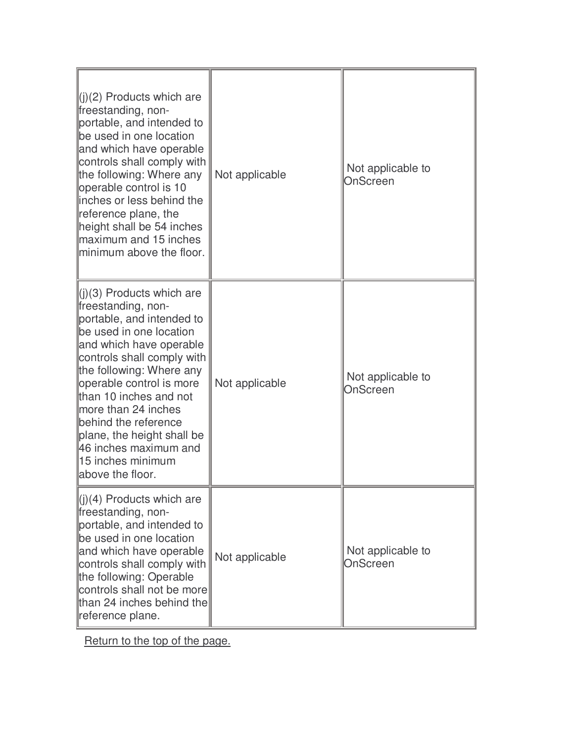| | | |
|---|---|---|
| (j)(2) Products which are freestanding, non-portable, and intended to be used in one location and which have operable controls shall comply with the following: Where any operable control is 10 inches or less behind the reference plane, the height shall be 54 inches maximum and 15 inches minimum above the floor. | Not applicable | Not applicable to OnScreen |
| (j)(3) Products which are freestanding, non-portable, and intended to be used in one location and which have operable controls shall comply with the following: Where any operable control is more than 10 inches and not more than 24 inches behind the reference plane, the height shall be 46 inches maximum and 15 inches minimum above the floor. | Not applicable | Not applicable to OnScreen |
| (j)(4) Products which are freestanding, non-portable, and intended to be used in one location and which have operable controls shall comply with the following: Operable controls shall not be more than 24 inches behind the reference plane. | Not applicable | Not applicable to OnScreen |

Return to the top of the page.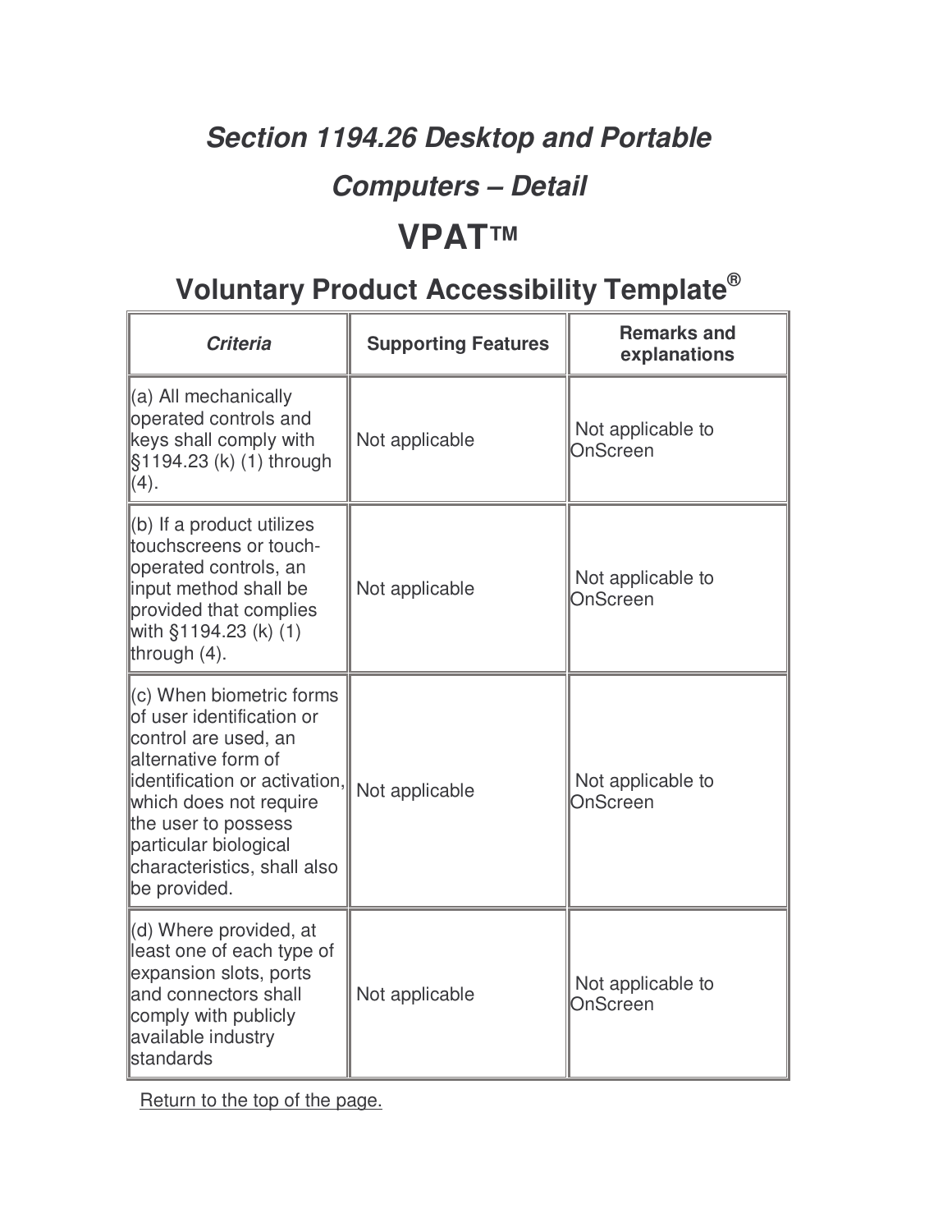# *Section 1194.26 Desktop and Portable Computers – Detail*

# VPAT™

## Voluntary Product Accessibility Template®

| *Criteria* | Supporting Features | Remarks and explanations |
|---|---|---|
| (a) All mechanically operated controls and keys shall comply with §1194.23 (k) (1) through (4). | Not applicable | Not applicable to OnScreen |
| (b) If a product utilizes touchscreens or touch-operated controls, an input method shall be provided that complies with §1194.23 (k) (1) through (4). | Not applicable | Not applicable to OnScreen |
| (c) When biometric forms of user identification or control are used, an alternative form of identification or activation, which does not require the user to possess particular biological characteristics, shall also be provided. | Not applicable | Not applicable to OnScreen |
| (d) Where provided, at least one of each type of expansion slots, ports and connectors shall comply with publicly available industry standards | Not applicable | Not applicable to OnScreen |

Return to the top of the page.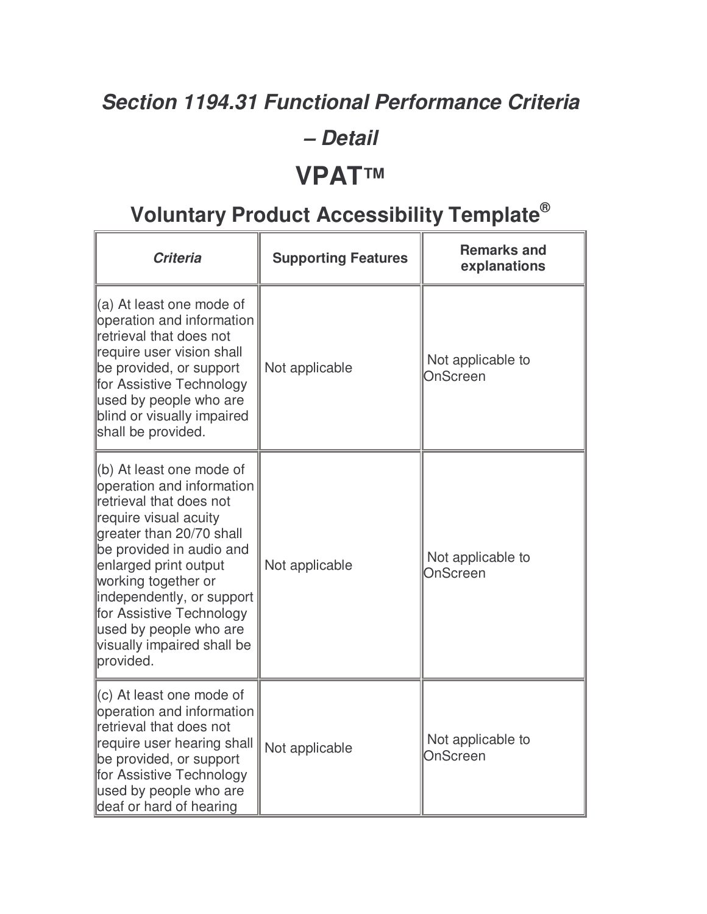## *Section 1194.31 Functional Performance Criteria – Detail*

# VPAT™

## Voluntary Product Accessibility Template®

| *Criteria* | Supporting Features | Remarks and explanations |
|---|---|---|
| (a) At least one mode of operation and information retrieval that does not require user vision shall be provided, or support for Assistive Technology used by people who are blind or visually impaired shall be provided. | Not applicable | Not applicable to OnScreen |
| (b) At least one mode of operation and information retrieval that does not require visual acuity greater than 20/70 shall be provided in audio and enlarged print output working together or independently, or support for Assistive Technology used by people who are visually impaired shall be provided. | Not applicable | Not applicable to OnScreen |
| (c) At least one mode of operation and information retrieval that does not require user hearing shall be provided, or support for Assistive Technology used by people who are deaf or hard of hearing | Not applicable | Not applicable to OnScreen |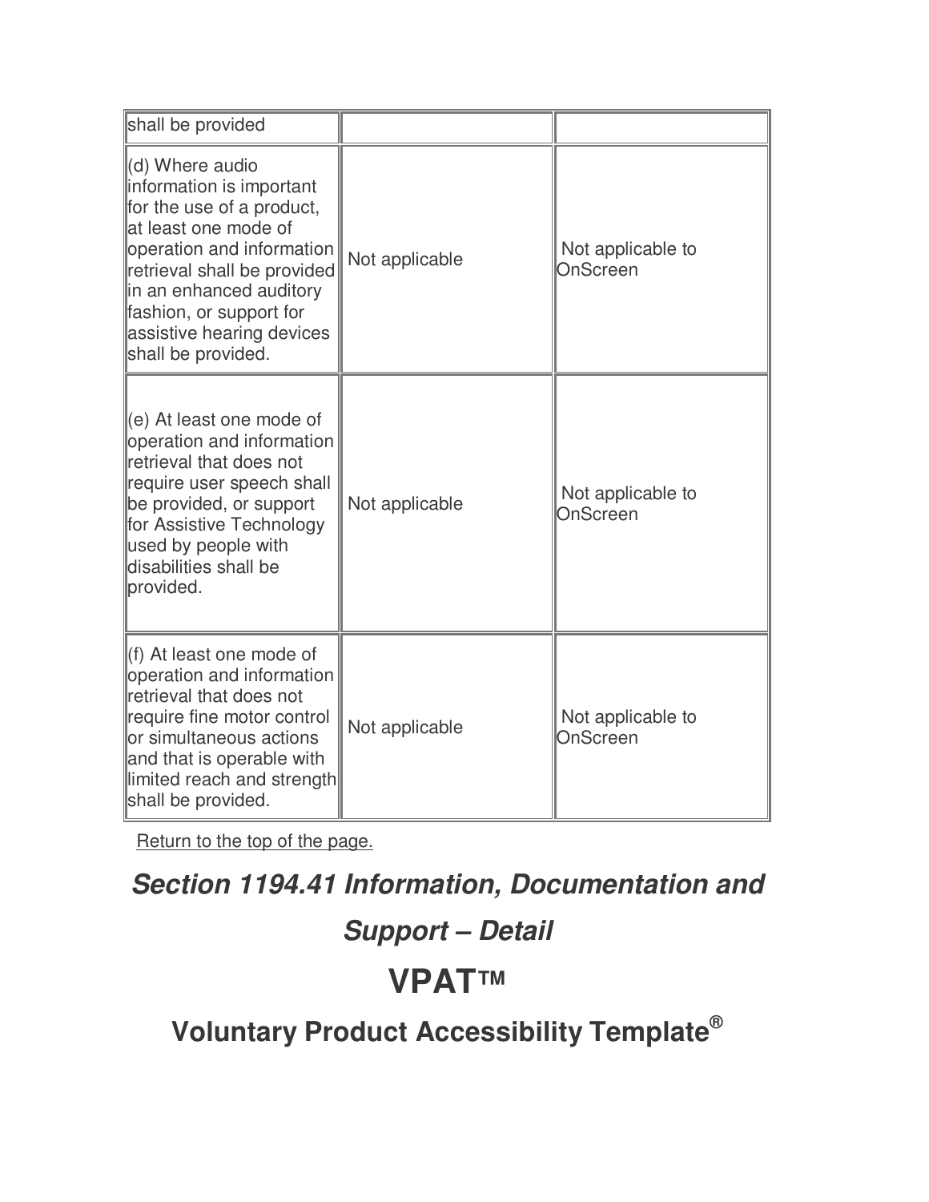| | | |
|---|---|---|
| shall be provided | | |
| (d) Where audio information is important for the use of a product, at least one mode of operation and information retrieval shall be provided in an enhanced auditory fashion, or support for assistive hearing devices shall be provided. | Not applicable | Not applicable to OnScreen |
| (e) At least one mode of operation and information retrieval that does not require user speech shall be provided, or support for Assistive Technology used by people with disabilities shall be provided. | Not applicable | Not applicable to OnScreen |
| (f) At least one mode of operation and information retrieval that does not require fine motor control or simultaneous actions and that is operable with limited reach and strength shall be provided. | Not applicable | Not applicable to OnScreen |

Return to the top of the page.

## *Section 1194.41 Information, Documentation and Support – Detail*

# VPAT™

## Voluntary Product Accessibility Template®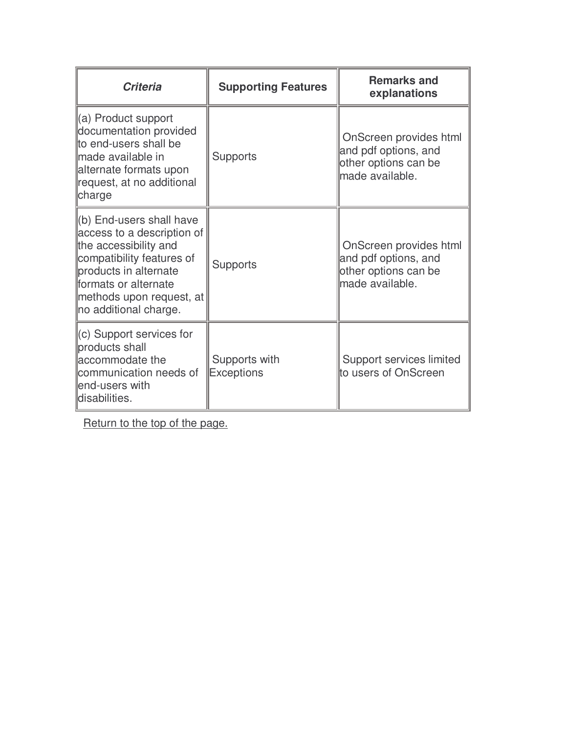| *Criteria* | **Supporting Features** | **Remarks and explanations** |
|---|---|---|
| (a) Product support documentation provided to end-users shall be made available in alternate formats upon request, at no additional charge | Supports | OnScreen provides html and pdf options, and other options can be made available. |
| (b) End-users shall have access to a description of the accessibility and compatibility features of products in alternate formats or alternate methods upon request, at no additional charge. | Supports | OnScreen provides html and pdf options, and other options can be made available. |
| (c) Support services for products shall accommodate the communication needs of end-users with disabilities. | Supports with Exceptions | Support services limited to users of OnScreen |

Return to the top of the page.